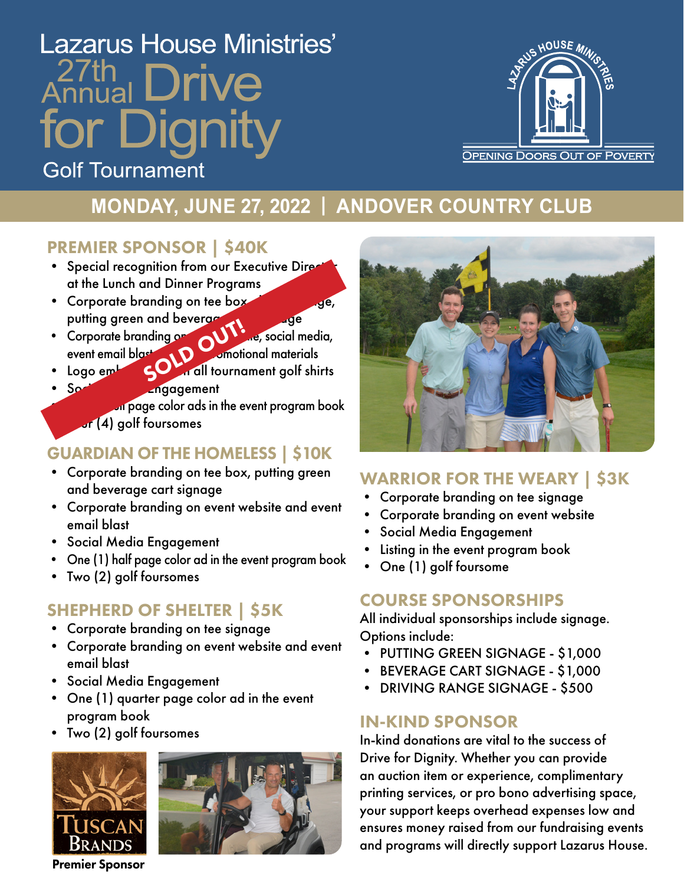# Lazarus House Ministries' 27th Annual Drive for Dignity Golf Tournament

LAZARUS HOUSE MINISTRIES

OPENING DOORS OUT OF POVERTY

## MONDAY, JUNE 27, 2022 | ANDOVER COUNTRY CLUB

### PREMIER SPONSOR | $40K

SOLD OUT!

- Special recognition from our Executive Director at the Lunch and Dinner Programs
- Corporate branding on tee box, ... signage, putting green and beverage ... signage
- Corporate branding on ...e, social media, event email blast ... promotional materials
- Logo em... on all tournament golf shirts
- So... Engagement
- ... page color ads in the event program book
- ...r (4) golf foursomes

### GUARDIAN OF THE HOMELESS | $10K

- Corporate branding on tee box, putting green and beverage cart signage
- Corporate branding on event website and event email blast
- Social Media Engagement
- One (1) half page color ad in the event program book
- Two (2) golf foursomes

### SHEPHERD OF SHELTER | $5K

- Corporate branding on tee signage
- Corporate branding on event website and event email blast
- Social Media Engagement
- One (1) quarter page color ad in the event program book
- Two (2) golf foursomes

TUSCAN BRANDS

**Premier Sponsor**

### WARRIOR FOR THE WEARY | $3K

- Corporate branding on tee signage
- Corporate branding on event website
- Social Media Engagement
- Listing in the event program book
- One (1) golf foursome

### COURSE SPONSORSHIPS

All individual sponsorships include signage. Options include:

- PUTTING GREEN SIGNAGE - $1,000
- BEVERAGE CART SIGNAGE - $1,000
- DRIVING RANGE SIGNAGE - $500

### IN-KIND SPONSOR

In-kind donations are vital to the success of Drive for Dignity. Whether you can provide an auction item or experience, complimentary printing services, or pro bono advertising space, your support keeps overhead expenses low and ensures money raised from our fundraising events and programs will directly support Lazarus House.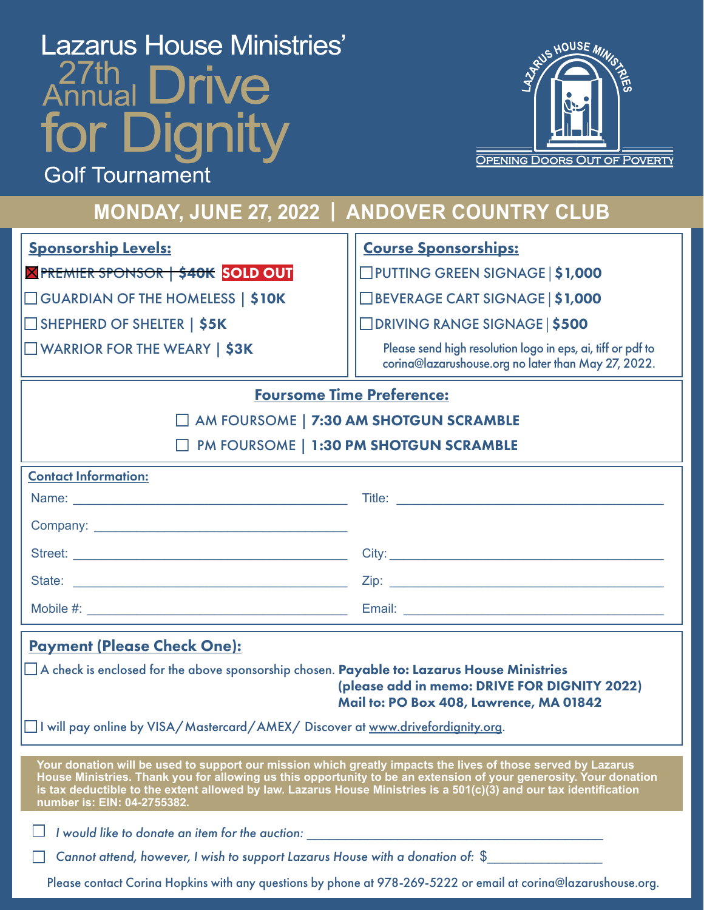# Lazarus House Ministries' 27th Annual Drive for Dignity Golf Tournament

LAZARUS HOUSE MINISTRIES

OPENING DOORS OUT OF POVERTY

## MONDAY, JUNE 27, 2022 | ANDOVER COUNTRY CLUB

**Sponsorship Levels:**

- ☒ ~~PREMIER SPONSOR | $40K~~ **SOLD OUT**
- ☐ GUARDIAN OF THE HOMELESS | **$10K**
- ☐ SHEPHERD OF SHELTER | **$5K**
- ☐ WARRIOR FOR THE WEARY | **$3K**

**Course Sponsorships:**

- ☐ PUTTING GREEN SIGNAGE | **$1,000**
- ☐ BEVERAGE CART SIGNAGE | **$1,000**
- ☐ DRIVING RANGE SIGNAGE | **$500**

Please send high resolution logo in eps, ai, tiff or pdf to corina@lazarushouse.org no later than May 27, 2022.

**Foursome Time Preference:**

- ☐ AM FOURSOME | **7:30 AM SHOTGUN SCRAMBLE**
- ☐ PM FOURSOME | **1:30 PM SHOTGUN SCRAMBLE**

**Contact Information:**

Name: ______________________ Title: ______________________

Company: ______________________

Street: ______________________ City: ______________________

State: ______________________ Zip: ______________________

Mobile #: ______________________ Email: ______________________

**Payment (Please Check One):**

☐ A check is enclosed for the above sponsorship chosen. **Payable to: Lazarus House Ministries**
**(please add in memo: DRIVE FOR DIGNITY 2022)**
**Mail to: PO Box 408, Lawrence, MA 01842**

☐ I will pay online by VISA/Mastercard/AMEX/ Discover at www.drivefordignity.org.

**Your donation will be used to support our mission which greatly impacts the lives of those served by Lazarus House Ministries. Thank you for allowing us this opportunity to be an extension of your generosity. Your donation is tax deductible to the extent allowed by law. Lazarus House Ministries is a 501(c)(3) and our tax identification number is: EIN: 04-2755382.**

☐ *I would like to donate an item for the auction:* ______________________

☐ *Cannot attend, however, I wish to support Lazarus House with a donation of:* $______________

Please contact Corina Hopkins with any questions by phone at 978-269-5222 or email at corina@lazarushouse.org.